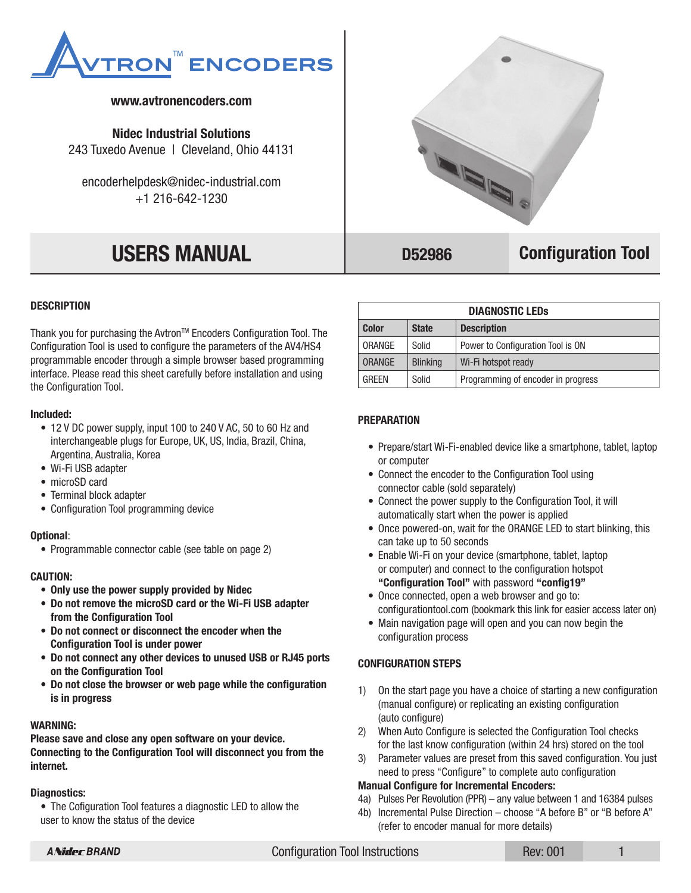AVTRON™ ENCODERS

www.avtronencoders.com

**Nidec Industrial Solutions**
243 Tuxedo Avenue | Cleveland, Ohio 44131

encoderhelpdesk@nidec-industrial.com
+1 216-642-1230

# USERS MANUAL

**D52986** **Configuration Tool**

## DESCRIPTION

Thank you for purchasing the Avtron™ Encoders Configuration Tool. The Configuration Tool is used to configure the parameters of the AV4/HS4 programmable encoder through a simple browser based programming interface. Please read this sheet carefully before installation and using the Configuration Tool.

**Included:**

- 12 V DC power supply, input 100 to 240 V AC, 50 to 60 Hz and interchangeable plugs for Europe, UK, US, India, Brazil, China, Argentina, Australia, Korea
- Wi-Fi USB adapter
- microSD card
- Terminal block adapter
- Configuration Tool programming device

**Optional**:

- Programmable connector cable (see table on page 2)

**CAUTION:**

- **Only use the power supply provided by Nidec**
- **Do not remove the microSD card or the Wi-Fi USB adapter from the Configuration Tool**
- **Do not connect or disconnect the encoder when the Configuration Tool is under power**
- **Do not connect any other devices to unused USB or RJ45 ports on the Configuration Tool**
- **Do not close the browser or web page while the configuration is in progress**

**WARNING:**
**Please save and close any open software on your device. Connecting to the Configuration Tool will disconnect you from the internet.**

**Diagnostics:**

- The Cofiguration Tool features a diagnostic LED to allow the user to know the status of the device

| DIAGNOSTIC LEDs | | |
|---|---|---|
| **Color** | **State** | **Description** |
| ORANGE | Solid | Power to Configuration Tool is ON |
| ORANGE | Blinking | Wi-Fi hotspot ready |
| GREEN | Solid | Programming of encoder in progress |

## PREPARATION

- Prepare/start Wi-Fi-enabled device like a smartphone, tablet, laptop or computer
- Connect the encoder to the Configuration Tool using connector cable (sold separately)
- Connect the power supply to the Configuration Tool, it will automatically start when the power is applied
- Once powered-on, wait for the ORANGE LED to start blinking, this can take up to 50 seconds
- Enable Wi-Fi on your device (smartphone, tablet, laptop or computer) and connect to the configuration hotspot **"Configuration Tool"** with password **"config19"**
- Once connected, open a web browser and go to: configurationtool.com (bookmark this link for easier access later on)
- Main navigation page will open and you can now begin the configuration process

## CONFIGURATION STEPS

1) On the start page you have a choice of starting a new configuration (manual configure) or replicating an existing configuration (auto configure)
2) When Auto Configure is selected the Configuration Tool checks for the last know configuration (within 24 hrs) stored on the tool
3) Parameter values are preset from this saved configuration. You just need to press "Configure" to complete auto configuration

**Manual Configure for Incremental Encoders:**

4a) Pulses Per Revolution (PPR) – any value between 1 and 16384 pulses
4b) Incremental Pulse Direction – choose "A before B" or "B before A" (refer to encoder manual for more details)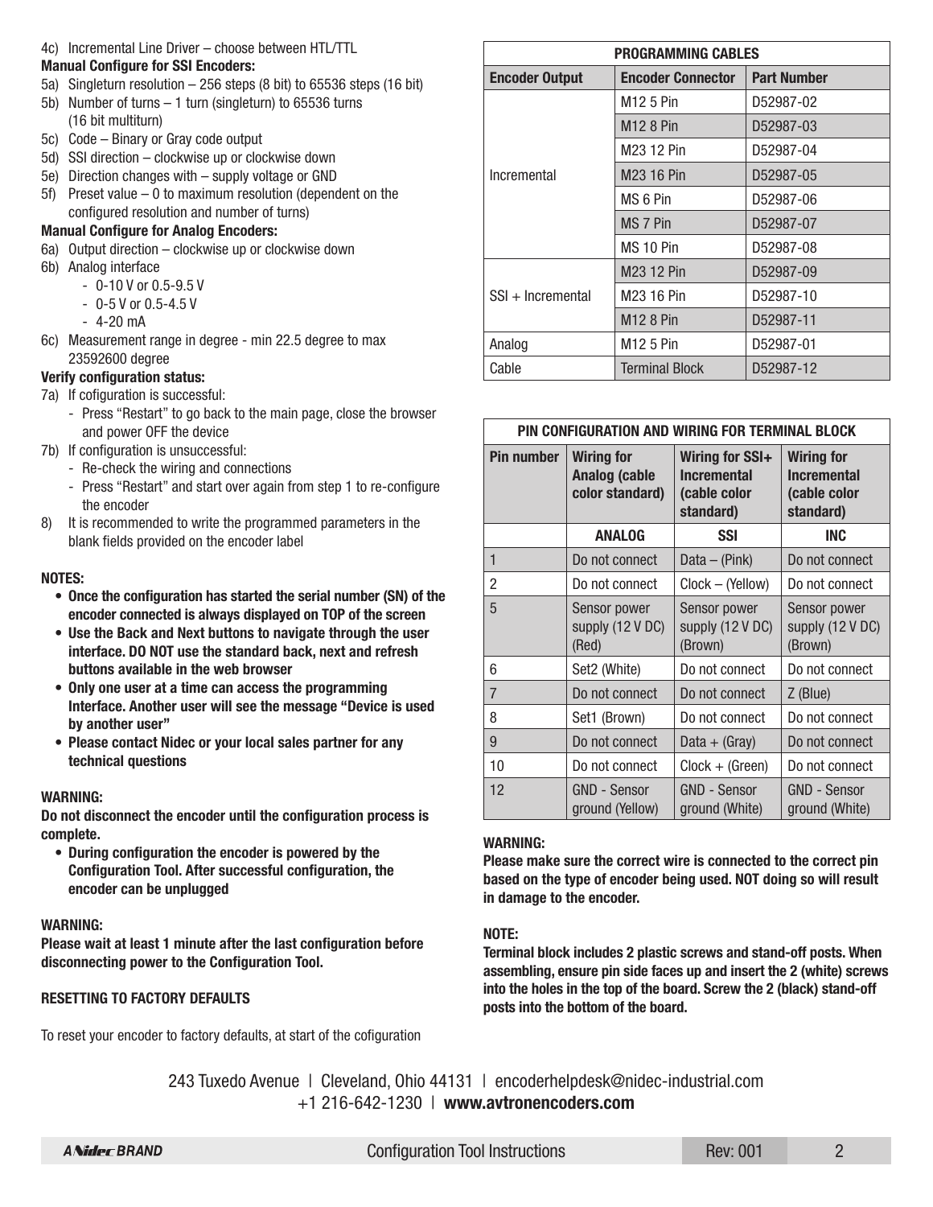4c) Incremental Line Driver – choose between HTL/TTL

**Manual Configure for SSI Encoders:**

5a) Singleturn resolution – 256 steps (8 bit) to 65536 steps (16 bit)

5b) Number of turns – 1 turn (singleturn) to 65536 turns (16 bit multiturn)

5c) Code – Binary or Gray code output

5d) SSI direction – clockwise up or clockwise down

5e) Direction changes with – supply voltage or GND

5f) Preset value – 0 to maximum resolution (dependent on the configured resolution and number of turns)

**Manual Configure for Analog Encoders:**

6a) Output direction – clockwise up or clockwise down

6b) Analog interface

- 0-10 V or 0.5-9.5 V
- 0-5 V or 0.5-4.5 V
- 4-20 mA

6c) Measurement range in degree - min 22.5 degree to max 23592600 degree

**Verify configuration status:**

7a) If cofiguration is successful:

- Press “Restart” to go back to the main page, close the browser and power OFF the device

7b) If configuration is unsuccessful:

- Re-check the wiring and connections
- Press “Restart” and start over again from step 1 to re-configure the encoder

8) It is recommended to write the programmed parameters in the blank fields provided on the encoder label

**NOTES:**

- **Once the configuration has started the serial number (SN) of the encoder connected is always displayed on TOP of the screen**
- **Use the Back and Next buttons to navigate through the user interface. DO NOT use the standard back, next and refresh buttons available in the web browser**
- **Only one user at a time can access the programming Interface. Another user will see the message “Device is used by another user”**
- **Please contact Nidec or your local sales partner for any technical questions**

**WARNING:**

**Do not disconnect the encoder until the configuration process is complete.**

- **During configuration the encoder is powered by the Configuration Tool. After successful configuration, the encoder can be unplugged**

**WARNING:**

**Please wait at least 1 minute after the last configuration before disconnecting power to the Configuration Tool.**

**RESETTING TO FACTORY DEFAULTS**

To reset your encoder to factory defaults, at start of the cofiguration

| PROGRAMMING CABLES | | |
|---|---|---|
| **Encoder Output** | **Encoder Connector** | **Part Number** |
| Incremental | M12 5 Pin | D52987-02 |
| | M12 8 Pin | D52987-03 |
| | M23 12 Pin | D52987-04 |
| | M23 16 Pin | D52987-05 |
| | MS 6 Pin | D52987-06 |
| | MS 7 Pin | D52987-07 |
| | MS 10 Pin | D52987-08 |
| SSI + Incremental | M23 12 Pin | D52987-09 |
| | M23 16 Pin | D52987-10 |
| | M12 8 Pin | D52987-11 |
| Analog | M12 5 Pin | D52987-01 |
| Cable | Terminal Block | D52987-12 |

| PIN CONFIGURATION AND WIRING FOR TERMINAL BLOCK | | | |
|---|---|---|---|
| **Pin number** | **Wiring for Analog (cable color standard)** | **Wiring for SSI+ Incremental (cable color standard)** | **Wiring for Incremental (cable color standard)** |
| | **ANALOG** | **SSI** | **INC** |
| 1 | Do not connect | Data – (Pink) | Do not connect |
| 2 | Do not connect | Clock – (Yellow) | Do not connect |
| 5 | Sensor power supply (12 V DC) (Red) | Sensor power supply (12 V DC) (Brown) | Sensor power supply (12 V DC) (Brown) |
| 6 | Set2 (White) | Do not connect | Do not connect |
| 7 | Do not connect | Do not connect | Z (Blue) |
| 8 | Set1 (Brown) | Do not connect | Do not connect |
| 9 | Do not connect | Data + (Gray) | Do not connect |
| 10 | Do not connect | Clock + (Green) | Do not connect |
| 12 | GND - Sensor ground (Yellow) | GND - Sensor ground (White) | GND - Sensor ground (White) |

**WARNING:**

**Please make sure the correct wire is connected to the correct pin based on the type of encoder being used. NOT doing so will result in damage to the encoder.**

**NOTE:**

**Terminal block includes 2 plastic screws and stand-off posts. When assembling, ensure pin side faces up and insert the 2 (white) screws into the holes in the top of the board. Screw the 2 (black) stand-off posts into the bottom of the board.**

243 Tuxedo Avenue | Cleveland, Ohio 44131 | encoderhelpdesk@nidec-industrial.com
+1 216-642-1230 | **www.avtronencoders.com**